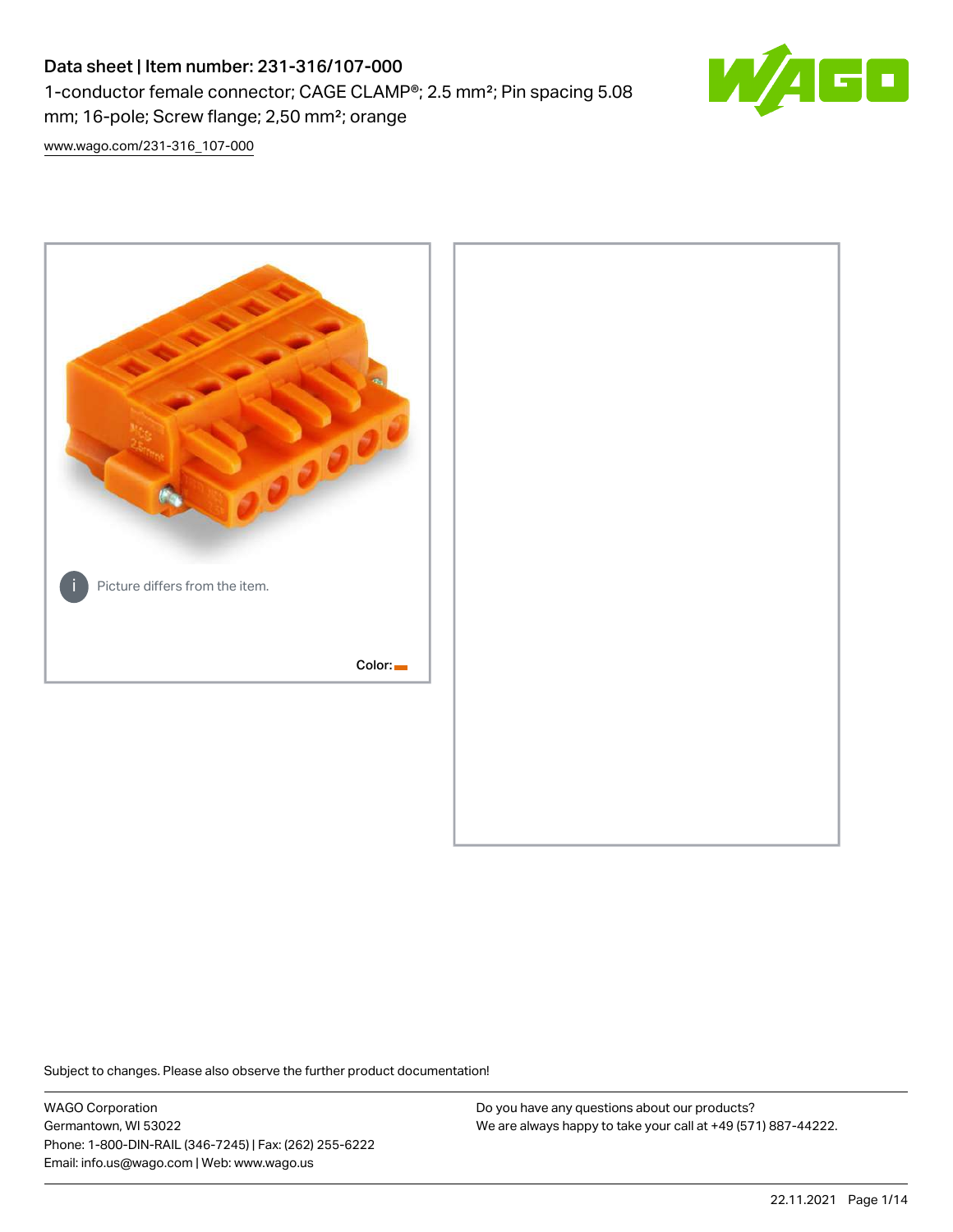# Data sheet | Item number: 231-316/107-000

1-conductor female connector; CAGE CLAMP®; 2.5 mm²; Pin spacing 5.08 mm; 16-pole; Screw flange; 2,50 mm²; orange

www.wago.com/231-316_107-000

Picture differs from the item.

Color:

Subject to changes. Please also observe the further product documentation!

WAGO Corporation
Germantown, WI 53022
Phone: 1-800-DIN-RAIL (346-7245) | Fax: (262) 255-6222
Email: info.us@wago.com | Web: www.wago.us

Do you have any questions about our products?
We are always happy to take your call at +49 (571) 887-44222.

22.11.2021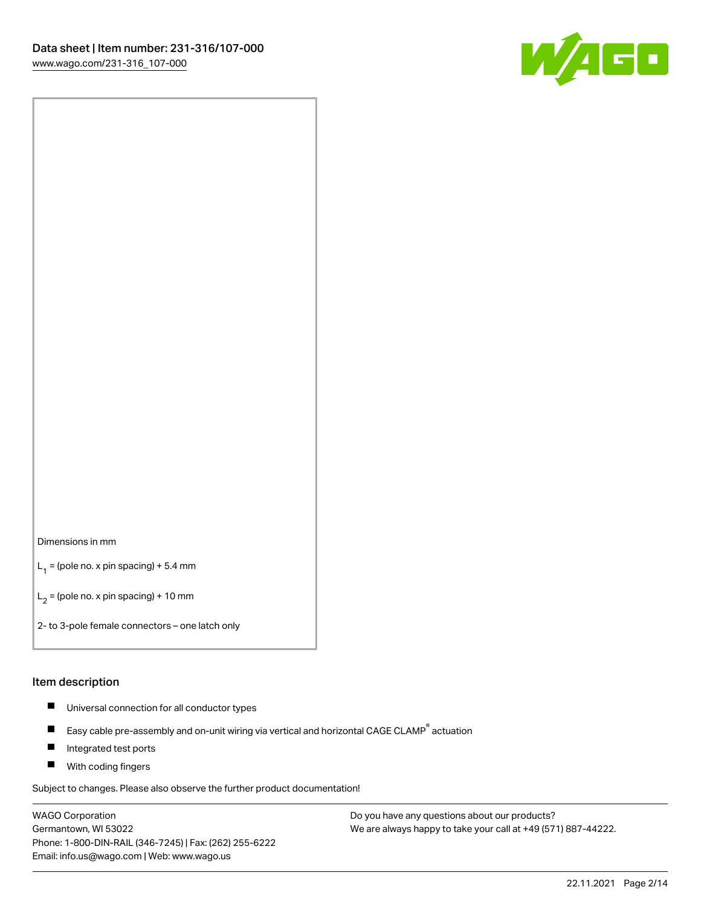Dimensions in mm

$L_1$ = (pole no. x pin spacing) + 5.4 mm

$L_2$ = (pole no. x pin spacing) + 10 mm

2- to 3-pole female connectors – one latch only

## Item description

- Universal connection for all conductor types
- Easy cable pre-assembly and on-unit wiring via vertical and horizontal CAGE CLAMP® actuation
- Integrated test ports
- With coding fingers

Subject to changes. Please also observe the further product documentation!

WAGO Corporation
Germantown, WI 53022
Phone: 1-800-DIN-RAIL (346-7245) | Fax: (262) 255-6222
Email: info.us@wago.com | Web: www.wago.us

Do you have any questions about our products?
We are always happy to take your call at +49 (571) 887-44222.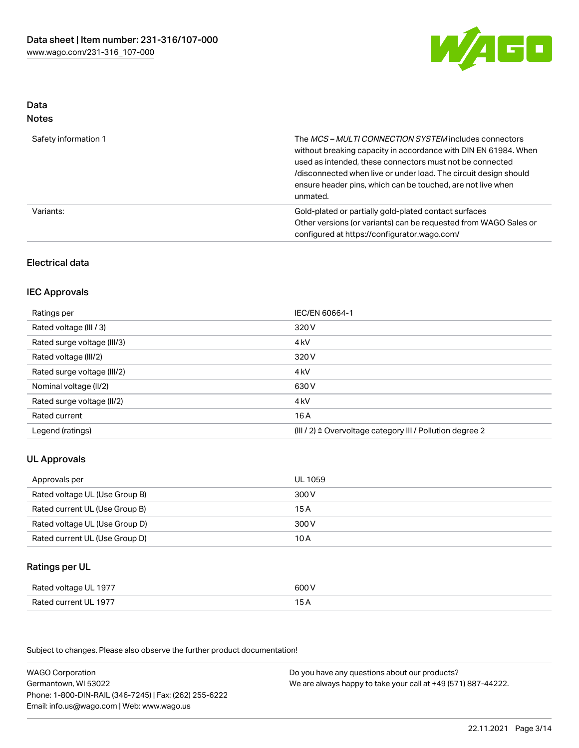## Data

### Notes

| | |
|---|---|
| Safety information 1 | The *MCS – MULTI CONNECTION SYSTEM* includes connectors without breaking capacity in accordance with DIN EN 61984. When used as intended, these connectors must not be connected /disconnected when live or under load. The circuit design should ensure header pins, which can be touched, are not live when unmated. |
| Variants: | Gold-plated or partially gold-plated contact surfaces<br>Other versions (or variants) can be requested from WAGO Sales or configured at https://configurator.wago.com/ |

## Electrical data

### IEC Approvals

| | |
|---|---|
| Ratings per | IEC/EN 60664-1 |
| Rated voltage (III / 3) | 320 V |
| Rated surge voltage (III/3) | 4 kV |
| Rated voltage (III/2) | 320 V |
| Rated surge voltage (III/2) | 4 kV |
| Nominal voltage (II/2) | 630 V |
| Rated surge voltage (II/2) | 4 kV |
| Rated current | 16 A |
| Legend (ratings) | (III / 2) ≙ Overvoltage category III / Pollution degree 2 |

### UL Approvals

| | |
|---|---|
| Approvals per | UL 1059 |
| Rated voltage UL (Use Group B) | 300 V |
| Rated current UL (Use Group B) | 15 A |
| Rated voltage UL (Use Group D) | 300 V |
| Rated current UL (Use Group D) | 10 A |

### Ratings per UL

| | |
|---|---|
| Rated voltage UL 1977 | 600 V |
| Rated current UL 1977 | 15 A |

Subject to changes. Please also observe the further product documentation!

WAGO Corporation
Germantown, WI 53022
Phone: 1-800-DIN-RAIL (346-7245) | Fax: (262) 255-6222
Email: info.us@wago.com | Web: www.wago.us

Do you have any questions about our products?
We are always happy to take your call at +49 (571) 887-44222.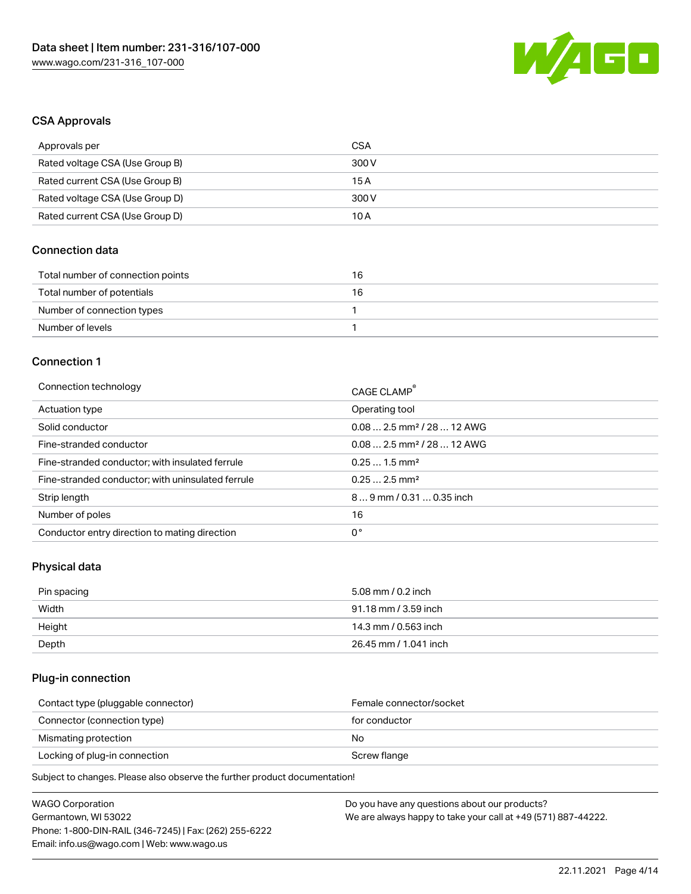## CSA Approvals

| Approvals per | CSA |
| --- | --- |
| Rated voltage CSA (Use Group B) | 300 V |
| Rated current CSA (Use Group B) | 15 A |
| Rated voltage CSA (Use Group D) | 300 V |
| Rated current CSA (Use Group D) | 10 A |

## Connection data

| Total number of connection points | 16 |
| --- | --- |
| Total number of potentials | 16 |
| Number of connection types | 1 |
| Number of levels | 1 |

## Connection 1

| Connection technology | CAGE CLAMP® |
| --- | --- |
| Actuation type | Operating tool |
| Solid conductor | 0.08 … 2.5 mm² / 28 … 12 AWG |
| Fine-stranded conductor | 0.08 … 2.5 mm² / 28 … 12 AWG |
| Fine-stranded conductor; with insulated ferrule | 0.25 … 1.5 mm² |
| Fine-stranded conductor; with uninsulated ferrule | 0.25 … 2.5 mm² |
| Strip length | 8 … 9 mm / 0.31 … 0.35 inch |
| Number of poles | 16 |
| Conductor entry direction to mating direction | 0° |

## Physical data

| Pin spacing | 5.08 mm / 0.2 inch |
| --- | --- |
| Width | 91.18 mm / 3.59 inch |
| Height | 14.3 mm / 0.563 inch |
| Depth | 26.45 mm / 1.041 inch |

## Plug-in connection

| Contact type (pluggable connector) | Female connector/socket |
| --- | --- |
| Connector (connection type) | for conductor |
| Mismating protection | No |
| Locking of plug-in connection | Screw flange |

Subject to changes. Please also observe the further product documentation!

WAGO Corporation
Germantown, WI 53022
Phone: 1-800-DIN-RAIL (346-7245) | Fax: (262) 255-6222
Email: info.us@wago.com | Web: www.wago.us

Do you have any questions about our products?
We are always happy to take your call at +49 (571) 887-44222.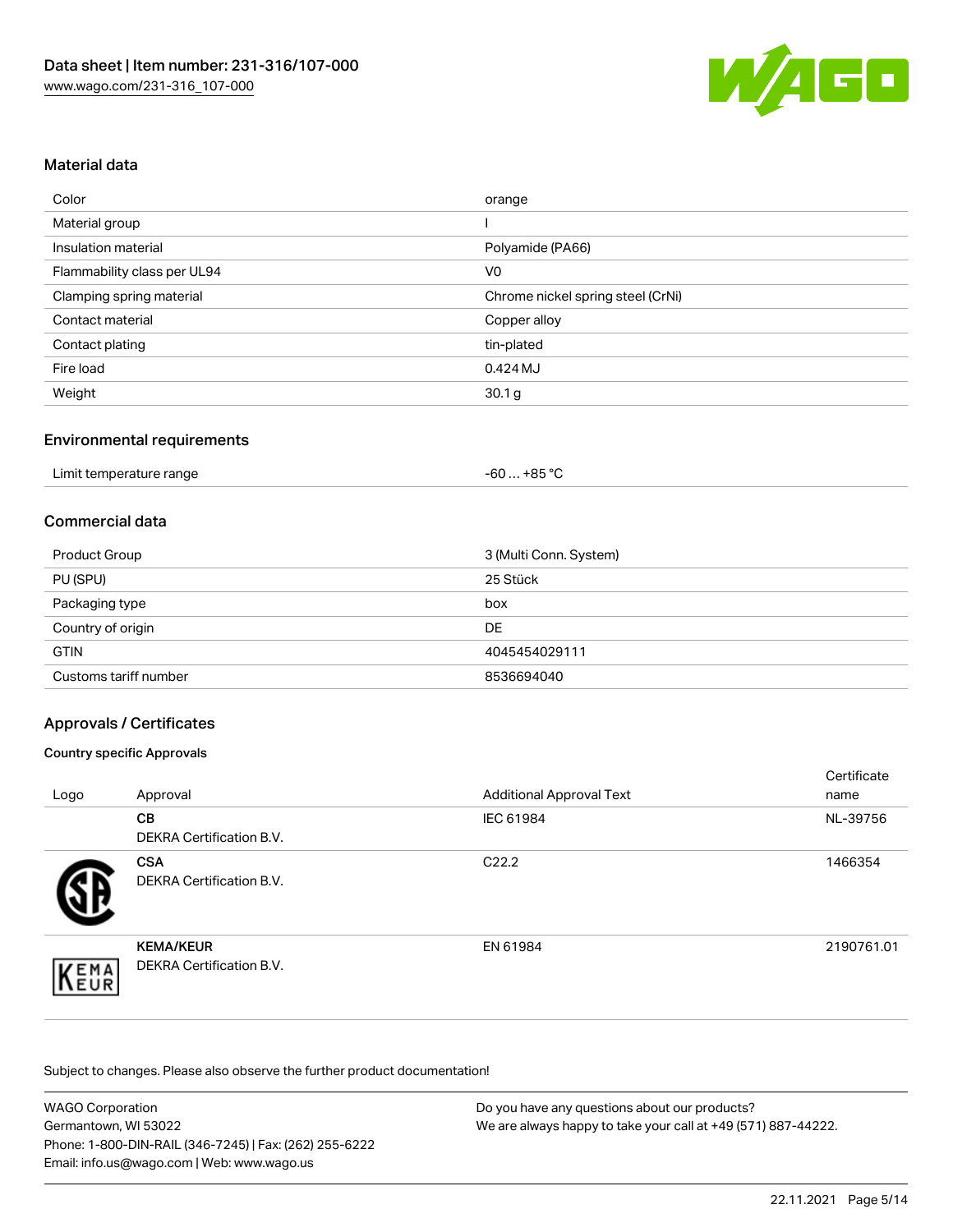## Material data

| | |
|---|---|
| Color | orange |
| Material group | I |
| Insulation material | Polyamide (PA66) |
| Flammability class per UL94 | V0 |
| Clamping spring material | Chrome nickel spring steel (CrNi) |
| Contact material | Copper alloy |
| Contact plating | tin-plated |
| Fire load | 0.424 MJ |
| Weight | 30.1 g |

## Environmental requirements

| | |
|---|---|
| Limit temperature range | -60 … +85 °C |

## Commercial data

| | |
|---|---|
| Product Group | 3 (Multi Conn. System) |
| PU (SPU) | 25 Stück |
| Packaging type | box |
| Country of origin | DE |
| GTIN | 4045454029111 |
| Customs tariff number | 8536694040 |

## Approvals / Certificates

### Country specific Approvals

| Logo | Approval | Additional Approval Text | Certificate name |
|---|---|---|---|
| | **CB** DEKRA Certification B.V. | IEC 61984 | NL-39756 |
| | **CSA** DEKRA Certification B.V. | C22.2 | 1466354 |
| | **KEMA/KEUR** DEKRA Certification B.V. | EN 61984 | 2190761.01 |

Subject to changes. Please also observe the further product documentation!

WAGO Corporation
Germantown, WI 53022
Phone: 1-800-DIN-RAIL (346-7245) | Fax: (262) 255-6222
Email: info.us@wago.com | Web: www.wago.us

Do you have any questions about our products?
We are always happy to take your call at +49 (571) 887-44222.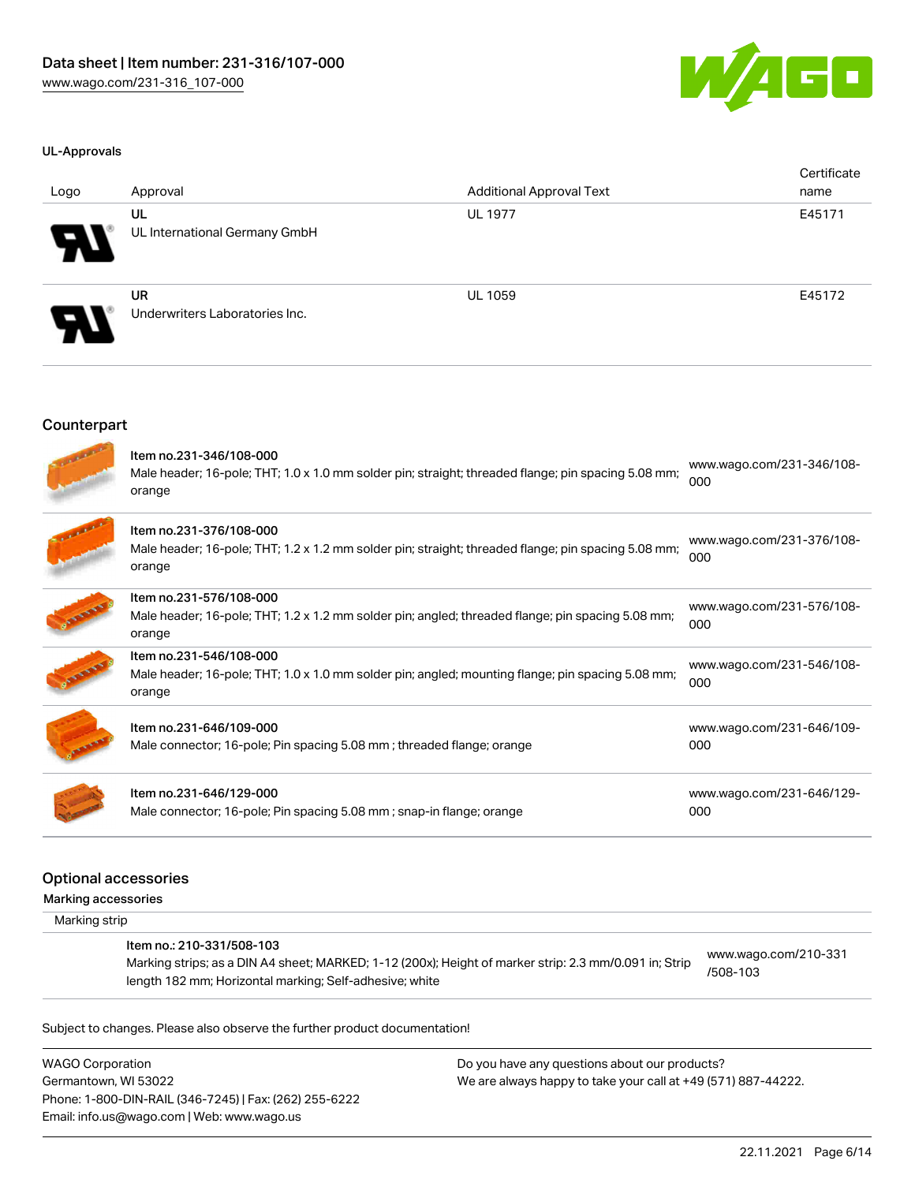### UL-Approvals

| Logo | Approval | Additional Approval Text | Certificate name |
|---|---|---|---|
| | UL<br>UL International Germany GmbH | UL 1977 | E45171 |
| | UR<br>Underwriters Laboratories Inc. | UL 1059 | E45172 |

## Counterpart

| | | |
|---|---|---|
| | Item no.231-346/108-000<br>Male header; 16-pole; THT; 1.0 x 1.0 mm solder pin; straight; threaded flange; pin spacing 5.08 mm; orange | www.wago.com/231-346/108-000 |
| | Item no.231-376/108-000<br>Male header; 16-pole; THT; 1.2 x 1.2 mm solder pin; straight; threaded flange; pin spacing 5.08 mm; orange | www.wago.com/231-376/108-000 |
| | Item no.231-576/108-000<br>Male header; 16-pole; THT; 1.2 x 1.2 mm solder pin; angled; threaded flange; pin spacing 5.08 mm; orange | www.wago.com/231-576/108-000 |
| | Item no.231-546/108-000<br>Male header; 16-pole; THT; 1.0 x 1.0 mm solder pin; angled; mounting flange; pin spacing 5.08 mm; orange | www.wago.com/231-546/108-000 |
| | Item no.231-646/109-000<br>Male connector; 16-pole; Pin spacing 5.08 mm ; threaded flange; orange | www.wago.com/231-646/109-000 |
| | Item no.231-646/129-000<br>Male connector; 16-pole; Pin spacing 5.08 mm ; snap-in flange; orange | www.wago.com/231-646/129-000 |

## Optional accessories

Marking accessories

| Marking strip | |
|---|---|
| Item no.: 210-331/508-103<br>Marking strips; as a DIN A4 sheet; MARKED; 1-12 (200x); Height of marker strip: 2.3 mm/0.091 in; Strip length 182 mm; Horizontal marking; Self-adhesive; white | www.wago.com/210-331/508-103 |

Subject to changes. Please also observe the further product documentation!

WAGO Corporation
Germantown, WI 53022
Phone: 1-800-DIN-RAIL (346-7245) | Fax: (262) 255-6222
Email: info.us@wago.com | Web: www.wago.us

Do you have any questions about our products?
We are always happy to take your call at +49 (571) 887-44222.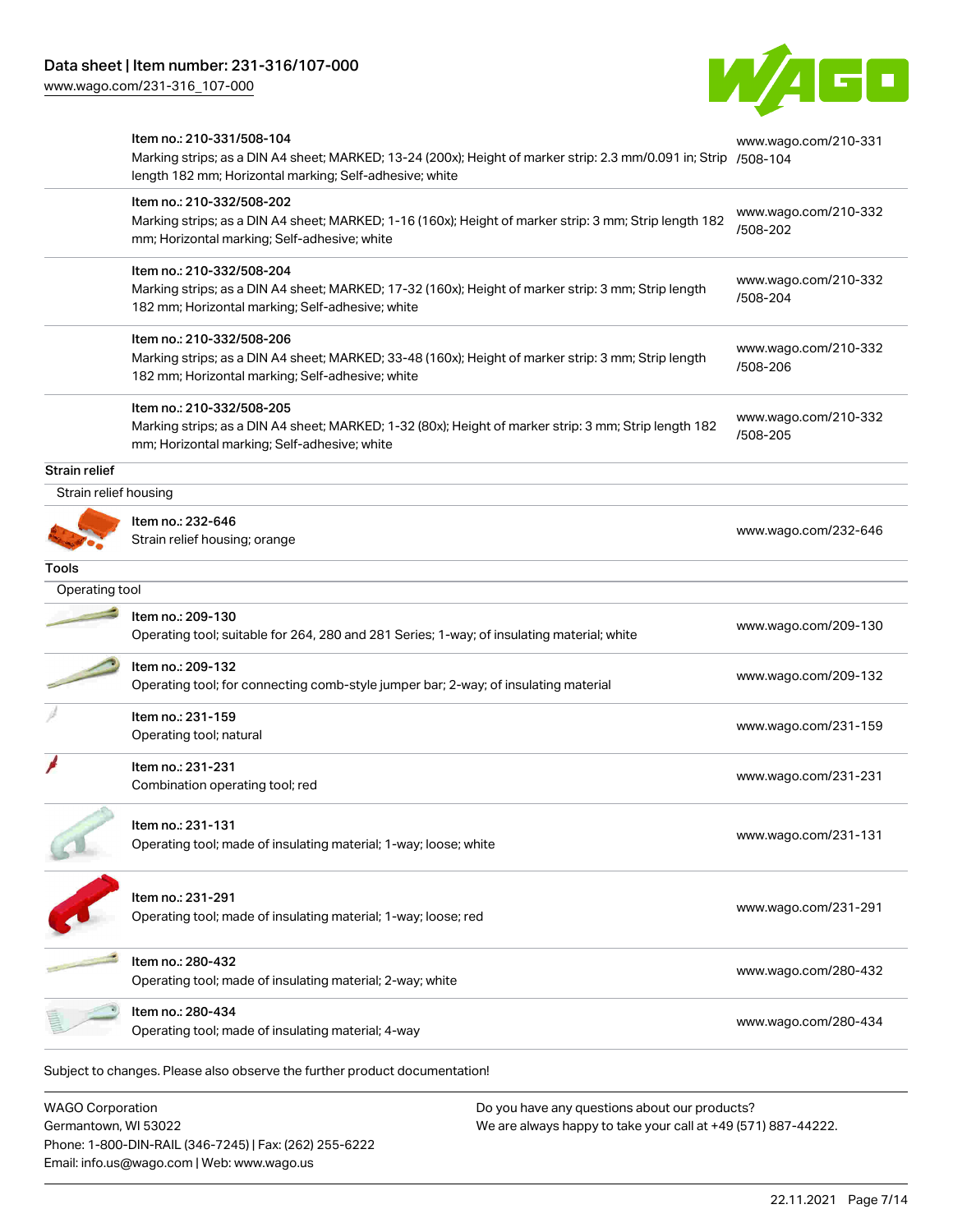| | |
|---|---|
| Item no.: 210-331/508-104<br>Marking strips; as a DIN A4 sheet; MARKED; 13-24 (200x); Height of marker strip: 2.3 mm/0.091 in; Strip length 182 mm; Horizontal marking; Self-adhesive; white | www.wago.com/210-331/508-104 |
| Item no.: 210-332/508-202<br>Marking strips; as a DIN A4 sheet; MARKED; 1-16 (160x); Height of marker strip: 3 mm; Strip length 182 mm; Horizontal marking; Self-adhesive; white | www.wago.com/210-332/508-202 |
| Item no.: 210-332/508-204<br>Marking strips; as a DIN A4 sheet; MARKED; 17-32 (160x); Height of marker strip: 3 mm; Strip length 182 mm; Horizontal marking; Self-adhesive; white | www.wago.com/210-332/508-204 |
| Item no.: 210-332/508-206<br>Marking strips; as a DIN A4 sheet; MARKED; 33-48 (160x); Height of marker strip: 3 mm; Strip length 182 mm; Horizontal marking; Self-adhesive; white | www.wago.com/210-332/508-206 |
| Item no.: 210-332/508-205<br>Marking strips; as a DIN A4 sheet; MARKED; 1-32 (80x); Height of marker strip: 3 mm; Strip length 182 mm; Horizontal marking; Self-adhesive; white | www.wago.com/210-332/508-205 |

**Strain relief**

Strain relief housing

| | |
|---|---|
| Item no.: 232-646<br>Strain relief housing; orange | www.wago.com/232-646 |

**Tools**

Operating tool

| | |
|---|---|
| Item no.: 209-130<br>Operating tool; suitable for 264, 280 and 281 Series; 1-way; of insulating material; white | www.wago.com/209-130 |
| Item no.: 209-132<br>Operating tool; for connecting comb-style jumper bar; 2-way; of insulating material | www.wago.com/209-132 |
| Item no.: 231-159<br>Operating tool; natural | www.wago.com/231-159 |
| Item no.: 231-231<br>Combination operating tool; red | www.wago.com/231-231 |
| Item no.: 231-131<br>Operating tool; made of insulating material; 1-way; loose; white | www.wago.com/231-131 |
| Item no.: 231-291<br>Operating tool; made of insulating material; 1-way; loose; red | www.wago.com/231-291 |
| Item no.: 280-432<br>Operating tool; made of insulating material; 2-way; white | www.wago.com/280-432 |
| Item no.: 280-434<br>Operating tool; made of insulating material; 4-way | www.wago.com/280-434 |

Subject to changes. Please also observe the further product documentation!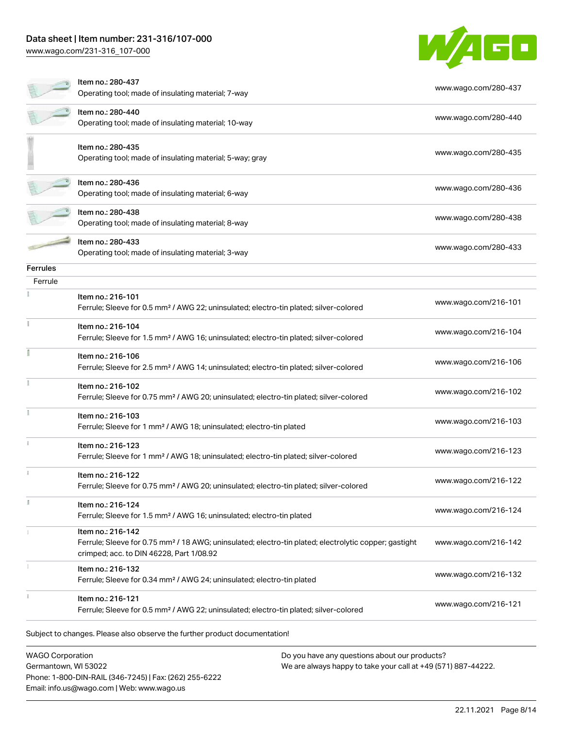| | | |
|---|---|---|
| | Item no.: 280-437<br>Operating tool; made of insulating material; 7-way | www.wago.com/280-437 |
| | Item no.: 280-440<br>Operating tool; made of insulating material; 10-way | www.wago.com/280-440 |
| | Item no.: 280-435<br>Operating tool; made of insulating material; 5-way; gray | www.wago.com/280-435 |
| | Item no.: 280-436<br>Operating tool; made of insulating material; 6-way | www.wago.com/280-436 |
| | Item no.: 280-438<br>Operating tool; made of insulating material; 8-way | www.wago.com/280-438 |
| | Item no.: 280-433<br>Operating tool; made of insulating material; 3-way | www.wago.com/280-433 |

**Ferrules**

Ferrule

| | | |
|---|---|---|
| | Item no.: 216-101<br>Ferrule; Sleeve for 0.5 mm² / AWG 22; uninsulated; electro-tin plated; silver-colored | www.wago.com/216-101 |
| | Item no.: 216-104<br>Ferrule; Sleeve for 1.5 mm² / AWG 16; uninsulated; electro-tin plated; silver-colored | www.wago.com/216-104 |
| | Item no.: 216-106<br>Ferrule; Sleeve for 2.5 mm² / AWG 14; uninsulated; electro-tin plated; silver-colored | www.wago.com/216-106 |
| | Item no.: 216-102<br>Ferrule; Sleeve for 0.75 mm² / AWG 20; uninsulated; electro-tin plated; silver-colored | www.wago.com/216-102 |
| | Item no.: 216-103<br>Ferrule; Sleeve for 1 mm² / AWG 18; uninsulated; electro-tin plated | www.wago.com/216-103 |
| | Item no.: 216-123<br>Ferrule; Sleeve for 1 mm² / AWG 18; uninsulated; electro-tin plated; silver-colored | www.wago.com/216-123 |
| | Item no.: 216-122<br>Ferrule; Sleeve for 0.75 mm² / AWG 20; uninsulated; electro-tin plated; silver-colored | www.wago.com/216-122 |
| | Item no.: 216-124<br>Ferrule; Sleeve for 1.5 mm² / AWG 16; uninsulated; electro-tin plated | www.wago.com/216-124 |
| | Item no.: 216-142<br>Ferrule; Sleeve for 0.75 mm² / 18 AWG; uninsulated; electro-tin plated; electrolytic copper; gastight crimped; acc. to DIN 46228, Part 1/08.92 | www.wago.com/216-142 |
| | Item no.: 216-132<br>Ferrule; Sleeve for 0.34 mm² / AWG 24; uninsulated; electro-tin plated | www.wago.com/216-132 |
| | Item no.: 216-121<br>Ferrule; Sleeve for 0.5 mm² / AWG 22; uninsulated; electro-tin plated; silver-colored | www.wago.com/216-121 |

Subject to changes. Please also observe the further product documentation!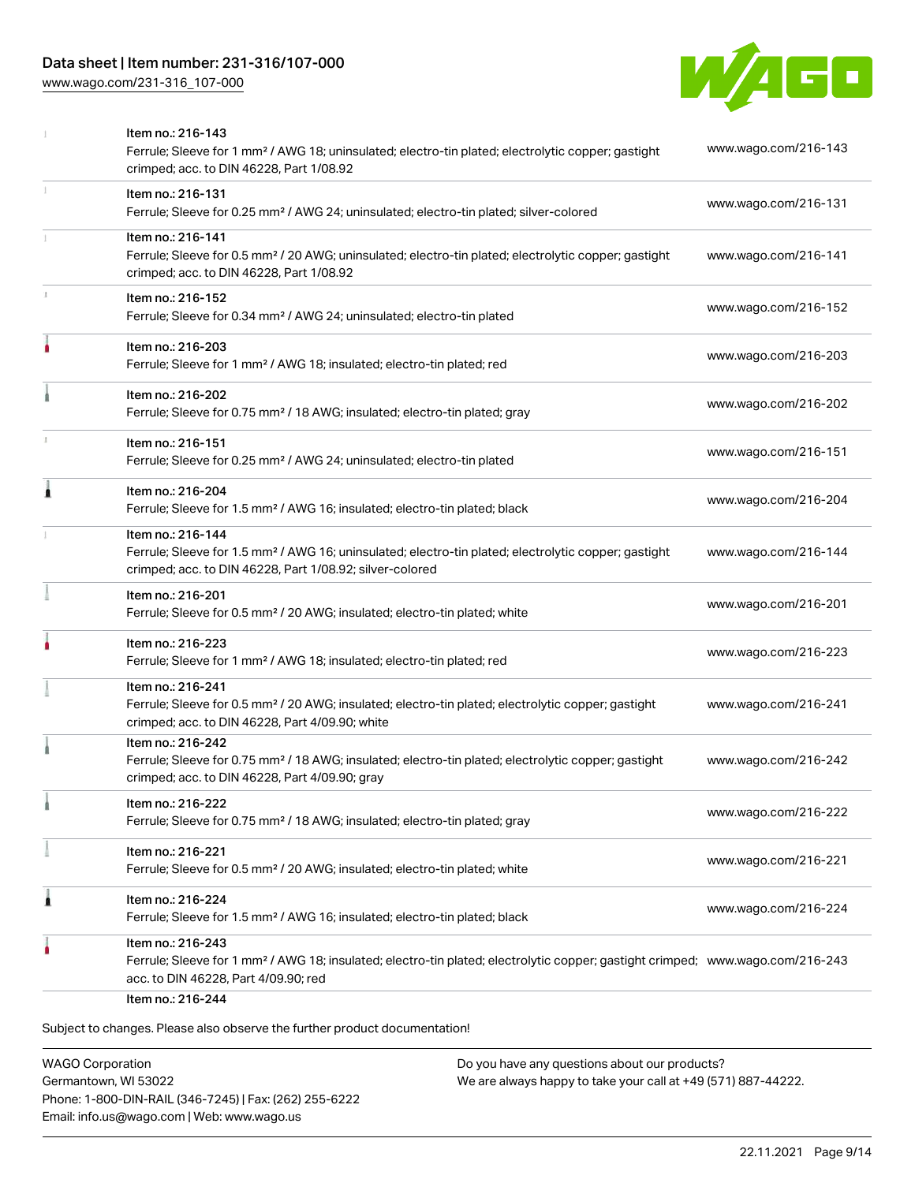| Item | Description | Link |
| --- | --- | --- |
| Item no.: 216-143 | Ferrule; Sleeve for 1 mm² / AWG 18; uninsulated; electro-tin plated; electrolytic copper; gastight crimped; acc. to DIN 46228, Part 1/08.92 | www.wago.com/216-143 |
| Item no.: 216-131 | Ferrule; Sleeve for 0.25 mm² / AWG 24; uninsulated; electro-tin plated; silver-colored | www.wago.com/216-131 |
| Item no.: 216-141 | Ferrule; Sleeve for 0.5 mm² / 20 AWG; uninsulated; electro-tin plated; electrolytic copper; gastight crimped; acc. to DIN 46228, Part 1/08.92 | www.wago.com/216-141 |
| Item no.: 216-152 | Ferrule; Sleeve for 0.34 mm² / AWG 24; uninsulated; electro-tin plated | www.wago.com/216-152 |
| Item no.: 216-203 | Ferrule; Sleeve for 1 mm² / AWG 18; insulated; electro-tin plated; red | www.wago.com/216-203 |
| Item no.: 216-202 | Ferrule; Sleeve for 0.75 mm² / 18 AWG; insulated; electro-tin plated; gray | www.wago.com/216-202 |
| Item no.: 216-151 | Ferrule; Sleeve for 0.25 mm² / AWG 24; uninsulated; electro-tin plated | www.wago.com/216-151 |
| Item no.: 216-204 | Ferrule; Sleeve for 1.5 mm² / AWG 16; insulated; electro-tin plated; black | www.wago.com/216-204 |
| Item no.: 216-144 | Ferrule; Sleeve for 1.5 mm² / AWG 16; uninsulated; electro-tin plated; electrolytic copper; gastight crimped; acc. to DIN 46228, Part 1/08.92; silver-colored | www.wago.com/216-144 |
| Item no.: 216-201 | Ferrule; Sleeve for 0.5 mm² / 20 AWG; insulated; electro-tin plated; white | www.wago.com/216-201 |
| Item no.: 216-223 | Ferrule; Sleeve for 1 mm² / AWG 18; insulated; electro-tin plated; red | www.wago.com/216-223 |
| Item no.: 216-241 | Ferrule; Sleeve for 0.5 mm² / 20 AWG; insulated; electro-tin plated; electrolytic copper; gastight crimped; acc. to DIN 46228, Part 4/09.90; white | www.wago.com/216-241 |
| Item no.: 216-242 | Ferrule; Sleeve for 0.75 mm² / 18 AWG; insulated; electro-tin plated; electrolytic copper; gastight crimped; acc. to DIN 46228, Part 4/09.90; gray | www.wago.com/216-242 |
| Item no.: 216-222 | Ferrule; Sleeve for 0.75 mm² / 18 AWG; insulated; electro-tin plated; gray | www.wago.com/216-222 |
| Item no.: 216-221 | Ferrule; Sleeve for 0.5 mm² / 20 AWG; insulated; electro-tin plated; white | www.wago.com/216-221 |
| Item no.: 216-224 | Ferrule; Sleeve for 1.5 mm² / AWG 16; insulated; electro-tin plated; black | www.wago.com/216-224 |
| Item no.: 216-243 | Ferrule; Sleeve for 1 mm² / AWG 18; insulated; electro-tin plated; electrolytic copper; gastight crimped; acc. to DIN 46228, Part 4/09.90; red | www.wago.com/216-243 |
| Item no.: 216-244 | | |

Subject to changes. Please also observe the further product documentation!

WAGO Corporation
Germantown, WI 53022
Phone: 1-800-DIN-RAIL (346-7245) | Fax: (262) 255-6222
Email: info.us@wago.com | Web: www.wago.us

Do you have any questions about our products?
We are always happy to take your call at +49 (571) 887-44222.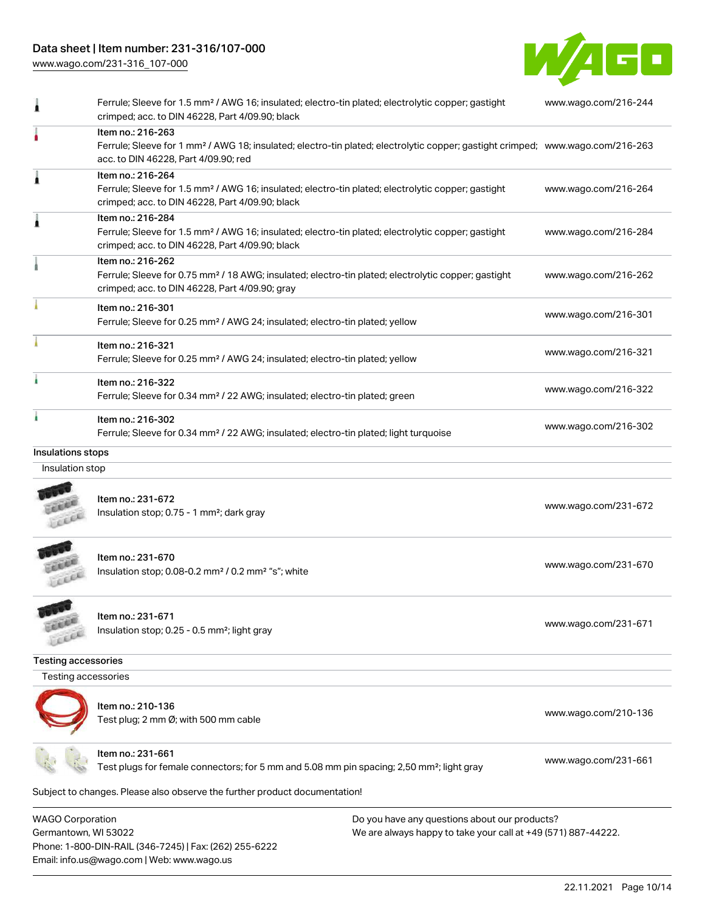| | | |
|---|---|---|
| | Ferrule; Sleeve for 1.5 mm² / AWG 16; insulated; electro-tin plated; electrolytic copper; gastight crimped; acc. to DIN 46228, Part 4/09.90; black | www.wago.com/216-244 |
| | Item no.: 216-263<br>Ferrule; Sleeve for 1 mm² / AWG 18; insulated; electro-tin plated; electrolytic copper; gastight crimped; acc. to DIN 46228, Part 4/09.90; red | www.wago.com/216-263 |
| | Item no.: 216-264<br>Ferrule; Sleeve for 1.5 mm² / AWG 16; insulated; electro-tin plated; electrolytic copper; gastight crimped; acc. to DIN 46228, Part 4/09.90; black | www.wago.com/216-264 |
| | Item no.: 216-284<br>Ferrule; Sleeve for 1.5 mm² / AWG 16; insulated; electro-tin plated; electrolytic copper; gastight crimped; acc. to DIN 46228, Part 4/09.90; black | www.wago.com/216-284 |
| | Item no.: 216-262<br>Ferrule; Sleeve for 0.75 mm² / 18 AWG; insulated; electro-tin plated; electrolytic copper; gastight crimped; acc. to DIN 46228, Part 4/09.90; gray | www.wago.com/216-262 |
| | Item no.: 216-301<br>Ferrule; Sleeve for 0.25 mm² / AWG 24; insulated; electro-tin plated; yellow | www.wago.com/216-301 |
| | Item no.: 216-321<br>Ferrule; Sleeve for 0.25 mm² / AWG 24; insulated; electro-tin plated; yellow | www.wago.com/216-321 |
| | Item no.: 216-322<br>Ferrule; Sleeve for 0.34 mm² / 22 AWG; insulated; electro-tin plated; green | www.wago.com/216-322 |
| | Item no.: 216-302<br>Ferrule; Sleeve for 0.34 mm² / 22 AWG; insulated; electro-tin plated; light turquoise | www.wago.com/216-302 |

## Insulations stops

Insulation stop

| | | |
|---|---|---|
| | Item no.: 231-672<br>Insulation stop; 0.75 - 1 mm²; dark gray | www.wago.com/231-672 |
| | Item no.: 231-670<br>Insulation stop; 0.08-0.2 mm² / 0.2 mm² "s"; white | www.wago.com/231-670 |
| | Item no.: 231-671<br>Insulation stop; 0.25 - 0.5 mm²; light gray | www.wago.com/231-671 |

## Testing accessories

Testing accessories

| | | |
|---|---|---|
| | Item no.: 210-136<br>Test plug; 2 mm Ø; with 500 mm cable | www.wago.com/210-136 |
| | Item no.: 231-661<br>Test plugs for female connectors; for 5 mm and 5.08 mm pin spacing; 2,50 mm²; light gray | www.wago.com/231-661 |

Subject to changes. Please also observe the further product documentation!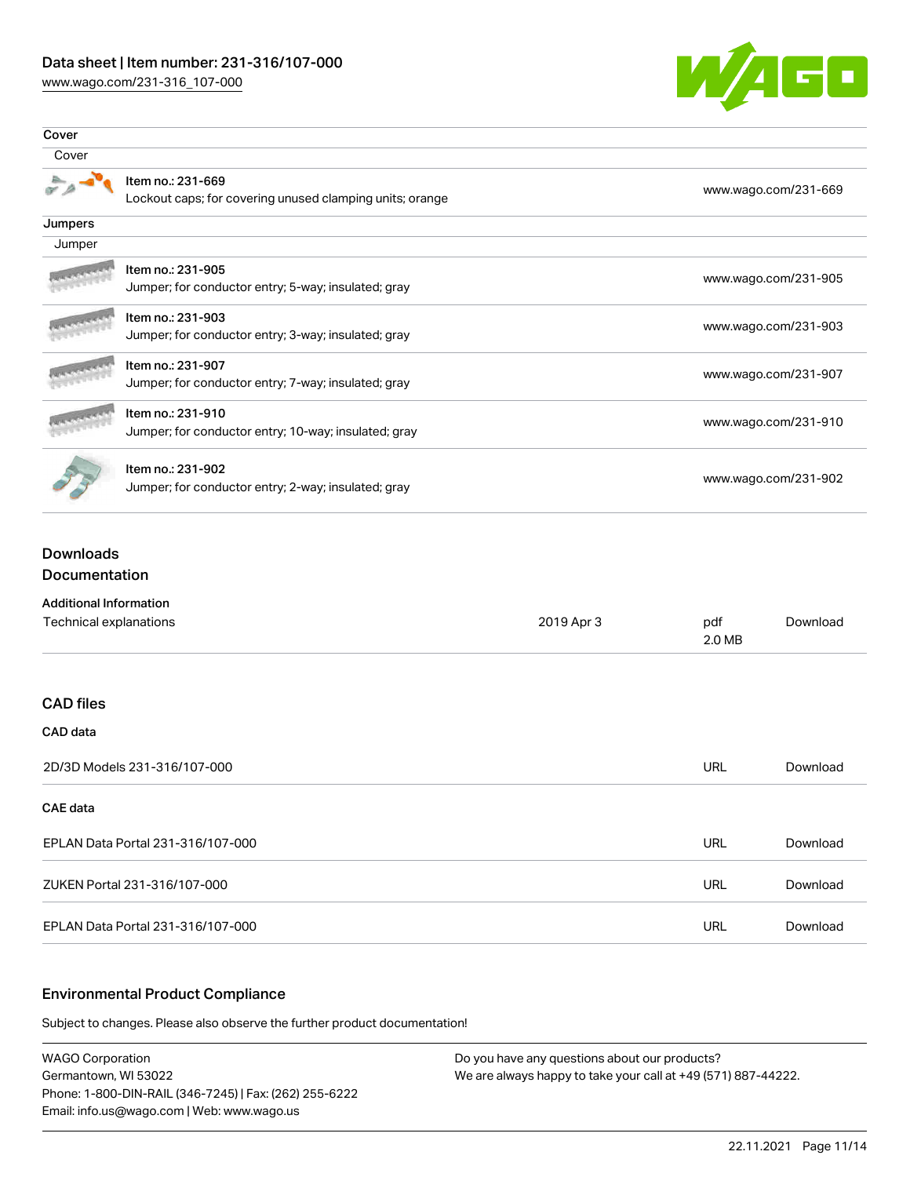## Cover

### Cover

| | | |
|---|---|---|
| | Item no.: 231-669<br>Lockout caps; for covering unused clamping units; orange | www.wago.com/231-669 |

## Jumpers

### Jumper

| | | |
|---|---|---|
| | Item no.: 231-905<br>Jumper; for conductor entry; 5-way; insulated; gray | www.wago.com/231-905 |
| | Item no.: 231-903<br>Jumper; for conductor entry; 3-way; insulated; gray | www.wago.com/231-903 |
| | Item no.: 231-907<br>Jumper; for conductor entry; 7-way; insulated; gray | www.wago.com/231-907 |
| | Item no.: 231-910<br>Jumper; for conductor entry; 10-way; insulated; gray | www.wago.com/231-910 |
| | Item no.: 231-902<br>Jumper; for conductor entry; 2-way; insulated; gray | www.wago.com/231-902 |

## Downloads

## Documentation

### Additional Information

| | | | |
|---|---|---|---|
| Technical explanations | 2019 Apr 3 | pdf<br>2.0 MB | Download |

## CAD files

### CAD data

| | | |
|---|---|---|
| 2D/3D Models 231-316/107-000 | URL | Download |

### CAE data

| | | |
|---|---|---|
| EPLAN Data Portal 231-316/107-000 | URL | Download |
| ZUKEN Portal 231-316/107-000 | URL | Download |
| EPLAN Data Portal 231-316/107-000 | URL | Download |

## Environmental Product Compliance

Subject to changes. Please also observe the further product documentation!

WAGO Corporation
Germantown, WI 53022
Phone: 1-800-DIN-RAIL (346-7245) | Fax: (262) 255-6222
Email: info.us@wago.com | Web: www.wago.us

Do you have any questions about our products?
We are always happy to take your call at +49 (571) 887-44222.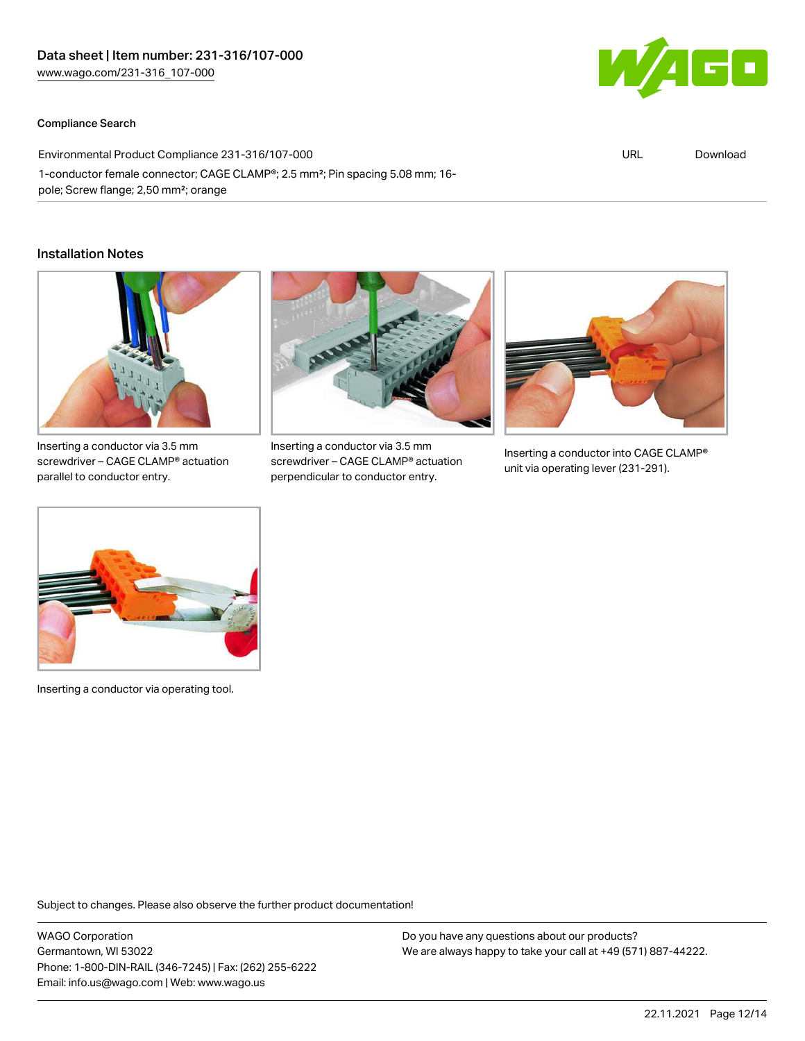Data sheet | Item number: 231-316/107-000
www.wago.com/231-316_107-000

Compliance Search

| Environmental Product Compliance 231-316/107-000 | URL | Download |
| --- | --- | --- |
| 1-conductor female connector; CAGE CLAMP®; 2.5 mm²; Pin spacing 5.08 mm; 16-pole; Screw flange; 2,50 mm²; orange | | |

## Installation Notes

Inserting a conductor via 3.5 mm screwdriver – CAGE CLAMP® actuation parallel to conductor entry.

Inserting a conductor via 3.5 mm screwdriver – CAGE CLAMP® actuation perpendicular to conductor entry.

Inserting a conductor into CAGE CLAMP® unit via operating lever (231-291).

Inserting a conductor via operating tool.

Subject to changes. Please also observe the further product documentation!

WAGO Corporation
Germantown, WI 53022
Phone: 1-800-DIN-RAIL (346-7245) | Fax: (262) 255-6222
Email: info.us@wago.com | Web: www.wago.us

Do you have any questions about our products?
We are always happy to take your call at +49 (571) 887-44222.

22.11.2021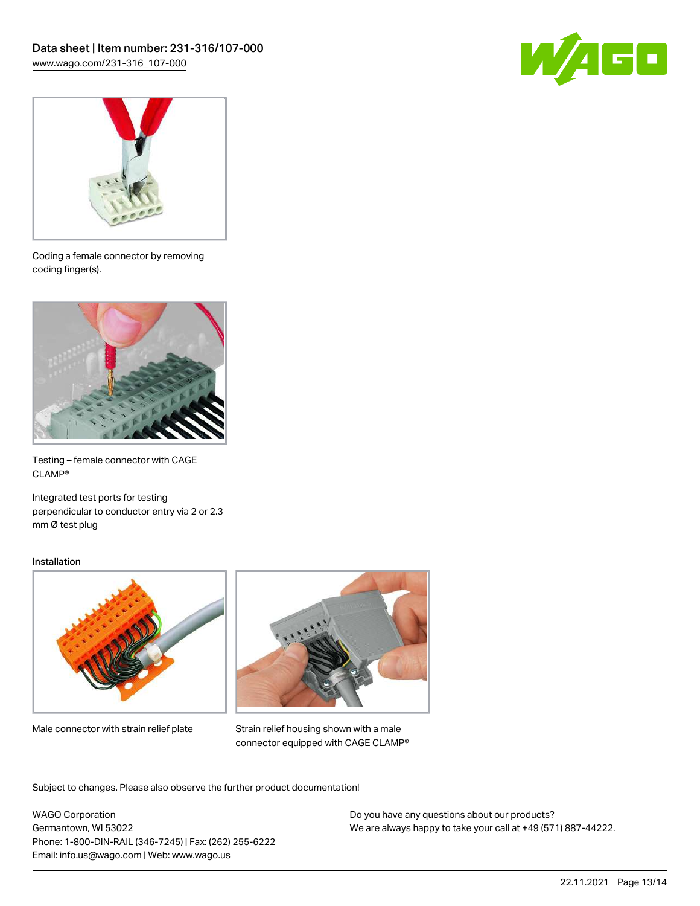Coding a female connector by removing coding finger(s).

Testing – female connector with CAGE CLAMP®

Integrated test ports for testing perpendicular to conductor entry via 2 or 2.3 mm Ø test plug

## Installation

Male connector with strain relief plate

Strain relief housing shown with a male connector equipped with CAGE CLAMP®

Subject to changes. Please also observe the further product documentation!

WAGO Corporation
Germantown, WI 53022
Phone: 1-800-DIN-RAIL (346-7245) | Fax: (262) 255-6222
Email: info.us@wago.com | Web: www.wago.us

Do you have any questions about our products?
We are always happy to take your call at +49 (571) 887-44222.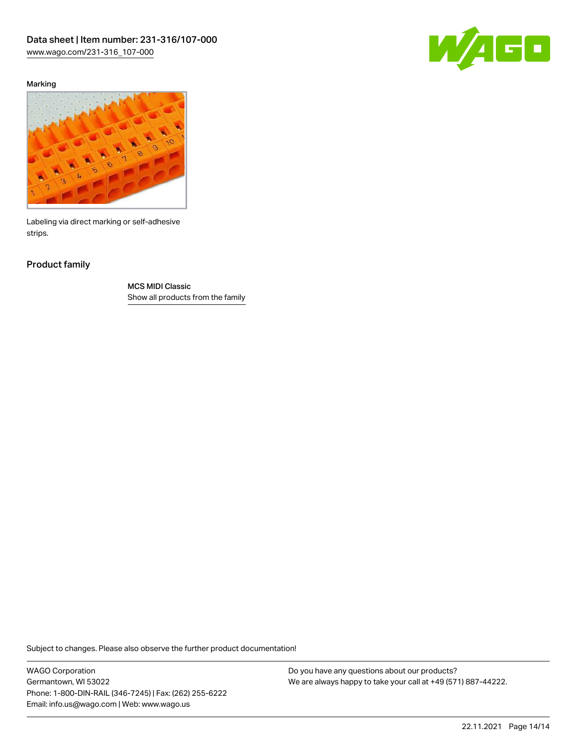Marking

Labeling via direct marking or self-adhesive strips.

## Product family

MCS MIDI Classic
Show all products from the family

Subject to changes. Please also observe the further product documentation!

WAGO Corporation
Germantown, WI 53022
Phone: 1-800-DIN-RAIL (346-7245) | Fax: (262) 255-6222
Email: info.us@wago.com | Web: www.wago.us

Do you have any questions about our products?
We are always happy to take your call at +49 (571) 887-44222.